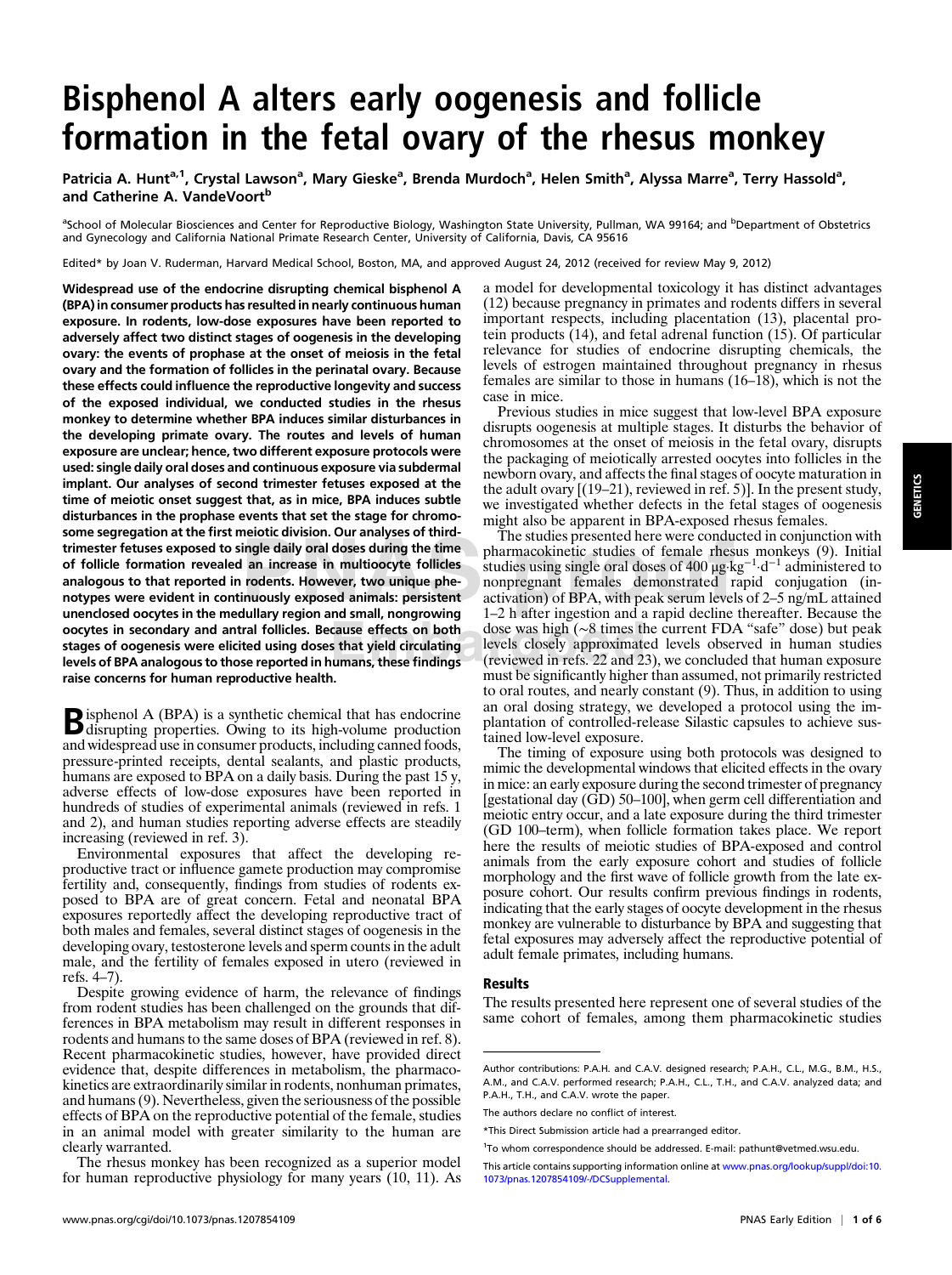# Bisphenol A alters early oogenesis and follicle formation in the fetal ovary of the rhesus monkey

Patricia A. Hunt[a,1], Crystal Lawson[a], Mary Gieske[a], Brenda Murdoch[a], Helen Smith[a], Alyssa Marre[a], Terry Hassold[a], and Catherine A. VandeVoort[b]

[a]School of Molecular Biosciences and Center for Reproductive Biology, Washington State University, Pullman, WA 99164; and [b]Department of Obstetrics and Gynecology and California National Primate Research Center, University of California, Davis, CA 95616

Edited* by Joan V. Ruderman, Harvard Medical School, Boston, MA, and approved August 24, 2012 (received for review May 9, 2012)

**Widespread use of the endocrine disrupting chemical bisphenol A (BPA) in consumer products has resulted in nearly continuous human exposure. In rodents, low-dose exposures have been reported to adversely affect two distinct stages of oogenesis in the developing ovary: the events of prophase at the onset of meiosis in the fetal ovary and the formation of follicles in the perinatal ovary. Because these effects could influence the reproductive longevity and success of the exposed individual, we conducted studies in the rhesus monkey to determine whether BPA induces similar disturbances in the developing primate ovary. The routes and levels of human exposure are unclear; hence, two different exposure protocols were used: single daily oral doses and continuous exposure via subdermal implant. Our analyses of second trimester fetuses exposed at the time of meiotic onset suggest that, as in mice, BPA induces subtle disturbances in the prophase events that set the stage for chromosome segregation at the first meiotic division. Our analyses of third-trimester fetuses exposed to single daily oral doses during the time of follicle formation revealed an increase in multioocyte follicles analogous to that reported in rodents. However, two unique phenotypes were evident in continuously exposed animals: persistent unenclosed oocytes in the medullary region and small, nongrowing oocytes in secondary and antral follicles. Because effects on both stages of oogenesis were elicited using doses that yield circulating levels of BPA analogous to those reported in humans, these findings raise concerns for human reproductive health.**

Bisphenol A (BPA) is a synthetic chemical that has endocrine disrupting properties. Owing to its high-volume production and widespread use in consumer products, including canned foods, pressure-printed receipts, dental sealants, and plastic products, humans are exposed to BPA on a daily basis. During the past 15 y, adverse effects of low-dose exposures have been reported in hundreds of studies of experimental animals (reviewed in refs. 1 and 2), and human studies reporting adverse effects are steadily increasing (reviewed in ref. 3).

Environmental exposures that affect the developing reproductive tract or influence gamete production may compromise fertility and, consequently, findings from studies of rodents exposed to BPA are of great concern. Fetal and neonatal BPA exposures reportedly affect the developing reproductive tract of both males and females, several distinct stages of oogenesis in the developing ovary, testosterone levels and sperm counts in the adult male, and the fertility of females exposed in utero (reviewed in refs. 4–7).

Despite growing evidence of harm, the relevance of findings from rodent studies has been challenged on the grounds that differences in BPA metabolism may result in different responses in rodents and humans to the same doses of BPA (reviewed in ref. 8). Recent pharmacokinetic studies, however, have provided direct evidence that, despite differences in metabolism, the pharmacokinetics are extraordinarily similar in rodents, nonhuman primates, and humans (9). Nevertheless, given the seriousness of the possible effects of BPA on the reproductive potential of the female, studies in an animal model with greater similarity to the human are clearly warranted.

The rhesus monkey has been recognized as a superior model for human reproductive physiology for many years (10, 11). As a model for developmental toxicology it has distinct advantages (12) because pregnancy in primates and rodents differs in several important respects, including placentation (13), placental protein products (14), and fetal adrenal function (15). Of particular relevance for studies of endocrine disrupting chemicals, the levels of estrogen maintained throughout pregnancy in rhesus females are similar to those in humans (16–18), which is not the case in mice.

Previous studies in mice suggest that low-level BPA exposure disrupts oogenesis at multiple stages. It disturbs the behavior of chromosomes at the onset of meiosis in the fetal ovary, disrupts the packaging of meiotically arrested oocytes into follicles in the newborn ovary, and affects the final stages of oocyte maturation in the adult ovary [(19–21), reviewed in ref. 5)]. In the present study, we investigated whether defects in the fetal stages of oogenesis might also be apparent in BPA-exposed rhesus females.

The studies presented here were conducted in conjunction with pharmacokinetic studies of female rhesus monkeys (9). Initial studies using single oral doses of 400 $\mu g \cdot kg^{-1} \cdot d^{-1}$ administered to nonpregnant females demonstrated rapid conjugation (inactivation) of BPA, with peak serum levels of 2–5 ng/mL attained 1–2 h after ingestion and a rapid decline thereafter. Because the dose was high (~8 times the current FDA "safe" dose) but peak levels closely approximated levels observed in human studies (reviewed in refs. 22 and 23), we concluded that human exposure must be significantly higher than assumed, not primarily restricted to oral routes, and nearly constant (9). Thus, in addition to using an oral dosing strategy, we developed a protocol using the implantation of controlled-release Silastic capsules to achieve sustained low-level exposure.

The timing of exposure using both protocols was designed to mimic the developmental windows that elicited effects in the ovary in mice: an early exposure during the second trimester of pregnancy [gestational day (GD) 50–100], when germ cell differentiation and meiotic entry occur, and a late exposure during the third trimester (GD 100–term), when follicle formation takes place. We report here the results of meiotic studies of BPA-exposed and control animals from the early exposure cohort and studies of follicle morphology and the first wave of follicle growth from the late exposure cohort. Our results confirm previous findings in rodents, indicating that the early stages of oocyte development in the rhesus monkey are vulnerable to disturbance by BPA and suggesting that fetal exposures may adversely affect the reproductive potential of adult female primates, including humans.

## Results

The results presented here represent one of several studies of the same cohort of females, among them pharmacokinetic studies

Author contributions: P.A.H. and C.A.V. designed research; P.A.H., C.L., M.G., B.M., H.S., A.M., and C.A.V. performed research; P.A.H., C.L., T.H., and C.A.V. analyzed data; and P.A.H., T.H., and C.A.V. wrote the paper.

The authors declare no conflict of interest.

*This Direct Submission article had a prearranged editor.

[1]To whom correspondence should be addressed. E-mail: pathunt@vetmed.wsu.edu.

This article contains supporting information online at www.pnas.org/lookup/suppl/doi:10.1073/pnas.1207854109/-/DCSupplemental.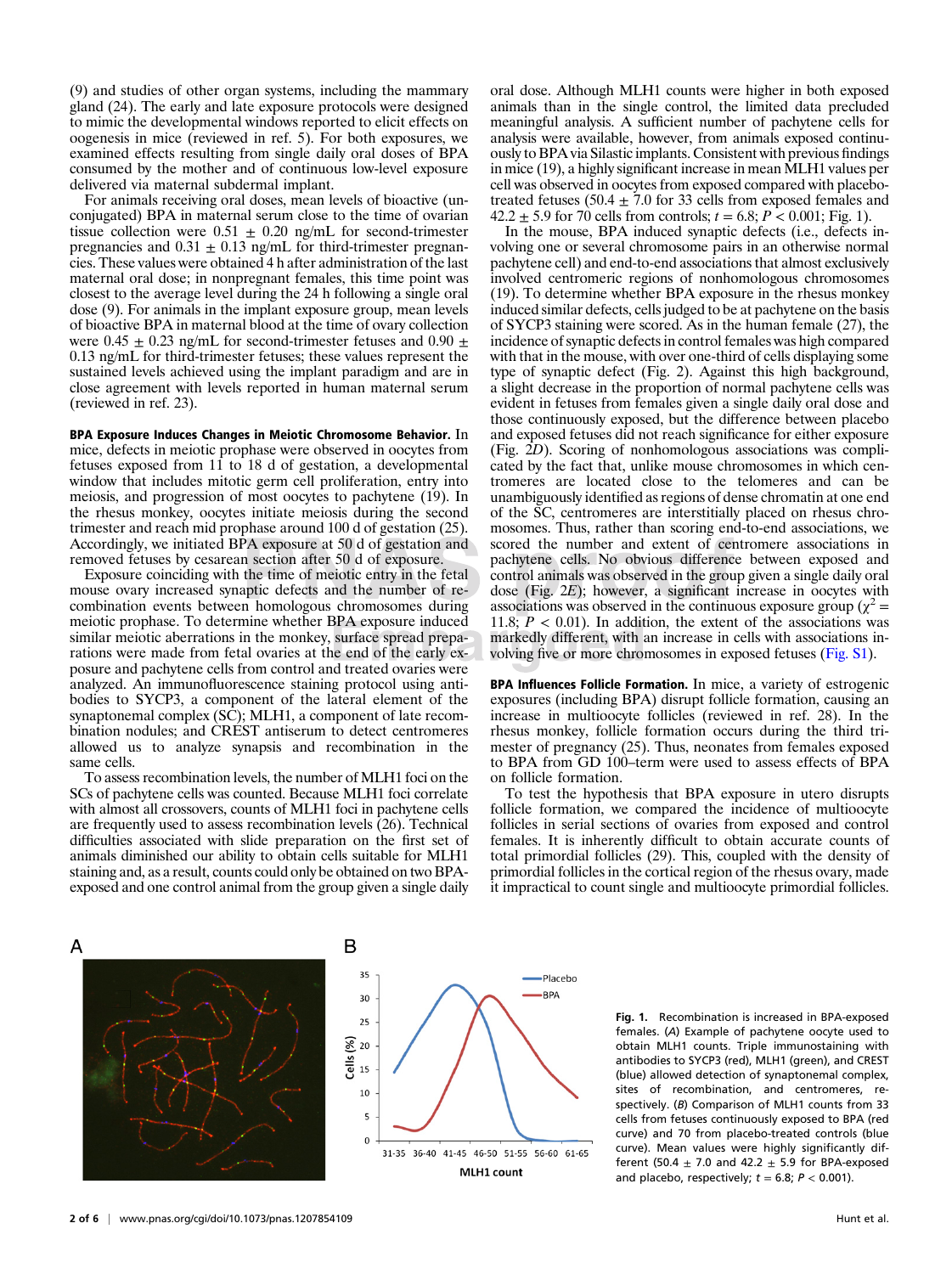(9) and studies of other organ systems, including the mammary gland (24). The early and late exposure protocols were designed to mimic the developmental windows reported to elicit effects on oogenesis in mice (reviewed in ref. 5). For both exposures, we examined effects resulting from single daily oral doses of BPA consumed by the mother and of continuous low-level exposure delivered via maternal subdermal implant.

For animals receiving oral doses, mean levels of bioactive (unconjugated) BPA in maternal serum close to the time of ovarian tissue collection were 0.51 ± 0.20 ng/mL for second-trimester pregnancies and 0.31 ± 0.13 ng/mL for third-trimester pregnancies. These values were obtained 4 h after administration of the last maternal oral dose; in nonpregnant females, this time point was closest to the average level during the 24 h following a single oral dose (9). For animals in the implant exposure group, mean levels of bioactive BPA in maternal blood at the time of ovary collection were 0.45 ± 0.23 ng/mL for second-trimester fetuses and 0.90 ± 0.13 ng/mL for third-trimester fetuses; these values represent the sustained levels achieved using the implant paradigm and are in close agreement with levels reported in human maternal serum (reviewed in ref. 23).

**BPA Exposure Induces Changes in Meiotic Chromosome Behavior.** In mice, defects in meiotic prophase were observed in oocytes from fetuses exposed from 11 to 18 d of gestation, a developmental window that includes mitotic germ cell proliferation, entry into meiosis, and progression of most oocytes to pachytene (19). In the rhesus monkey, oocytes initiate meiosis during the second trimester and reach mid prophase around 100 d of gestation (25). Accordingly, we initiated BPA exposure at 50 d of gestation and removed fetuses by cesarean section after 50 d of exposure.

Exposure coinciding with the time of meiotic entry in the fetal mouse ovary increased synaptic defects and the number of recombination events between homologous chromosomes during meiotic prophase. To determine whether BPA exposure induced similar meiotic aberrations in the monkey, surface spread preparations were made from fetal ovaries at the end of the early exposure and pachytene cells from control and treated ovaries were analyzed. An immunofluorescence staining protocol using antibodies to SYCP3, a component of the lateral element of the synaptonemal complex (SC); MLH1, a component of late recombination nodules; and CREST antiserum to detect centromeres allowed us to analyze synapsis and recombination in the same cells.

To assess recombination levels, the number of MLH1 foci on the SCs of pachytene cells was counted. Because MLH1 foci correlate with almost all crossovers, counts of MLH1 foci in pachytene cells are frequently used to assess recombination levels (26). Technical difficulties associated with slide preparation on the first set of animals diminished our ability to obtain cells suitable for MLH1 staining and, as a result, counts could only be obtained on two BPA-exposed and one control animal from the group given a single daily oral dose. Although MLH1 counts were higher in both exposed animals than in the single control, the limited data precluded meaningful analysis. A sufficient number of pachytene cells for analysis were available, however, from animals exposed continuously to BPA via Silastic implants. Consistent with previous findings in mice (19), a highly significant increase in mean MLH1 values per cell was observed in oocytes from exposed compared with placebo-treated fetuses (50.4 ± 7.0 for 33 cells from exposed females and 42.2 ± 5.9 for 70 cells from controls; $t = 6.8$; $P < 0.001$; Fig. 1).

In the mouse, BPA induced synaptic defects (i.e., defects involving one or several chromosome pairs in an otherwise normal pachytene cell) and end-to-end associations that almost exclusively involved centromeric regions of nonhomologous chromosomes (19). To determine whether BPA exposure in the rhesus monkey induced similar defects, cells judged to be at pachytene on the basis of SYCP3 staining were scored. As in the human female (27), the incidence of synaptic defects in control females was high compared with that in the mouse, with over one-third of cells displaying some type of synaptic defect (Fig. 2). Against this high background, a slight decrease in the proportion of normal pachytene cells was evident in fetuses from females given a single daily oral dose and those continuously exposed, but the difference between placebo and exposed fetuses did not reach significance for either exposure (Fig. 2*D*). Scoring of nonhomologous associations was complicated by the fact that, unlike mouse chromosomes in which centromeres are located close to the telomeres and can be unambiguously identified as regions of dense chromatin at one end of the SC, centromeres are interstitially placed on rhesus chromosomes. Thus, rather than scoring end-to-end associations, we scored the number and extent of centromere associations in pachytene cells. No obvious difference between exposed and control animals was observed in the group given a single daily oral dose (Fig. 2*E*); however, a significant increase in oocytes with associations was observed in the continuous exposure group ($\chi^2 = 11.8$; $P < 0.01$). In addition, the extent of the associations was markedly different, with an increase in cells with associations involving five or more chromosomes in exposed fetuses (Fig. S1).

**BPA Influences Follicle Formation.** In mice, a variety of estrogenic exposures (including BPA) disrupt follicle formation, causing an increase in multioocyte follicles (reviewed in ref. 28). In the rhesus monkey, follicle formation occurs during the third trimester of pregnancy (25). Thus, neonates from females exposed to BPA from GD 100–term were used to assess effects of BPA on follicle formation.

To test the hypothesis that BPA exposure in utero disrupts follicle formation, we compared the incidence of multioocyte follicles in serial sections of ovaries from exposed and control females. It is inherently difficult to obtain accurate counts of total primordial follicles (29). This, coupled with the density of primordial follicles in the cortical region of the rhesus ovary, made it impractical to count single and multioocyte primordial follicles.

**Fig. 1.** Recombination is increased in BPA-exposed females. (*A*) Example of pachytene oocyte used to obtain MLH1 counts. Triple immunostaining with antibodies to SYCP3 (red), MLH1 (green), and CREST (blue) allowed detection of synaptonemal complex, sites of recombination, and centromeres, respectively. (*B*) Comparison of MLH1 counts from 33 cells from fetuses continuously exposed to BPA (red curve) and 70 from placebo-treated controls (blue curve). Mean values were highly significantly different (50.4 ± 7.0 and 42.2 ± 5.9 for BPA-exposed and placebo, respectively; $t = 6.8$; $P < 0.001$).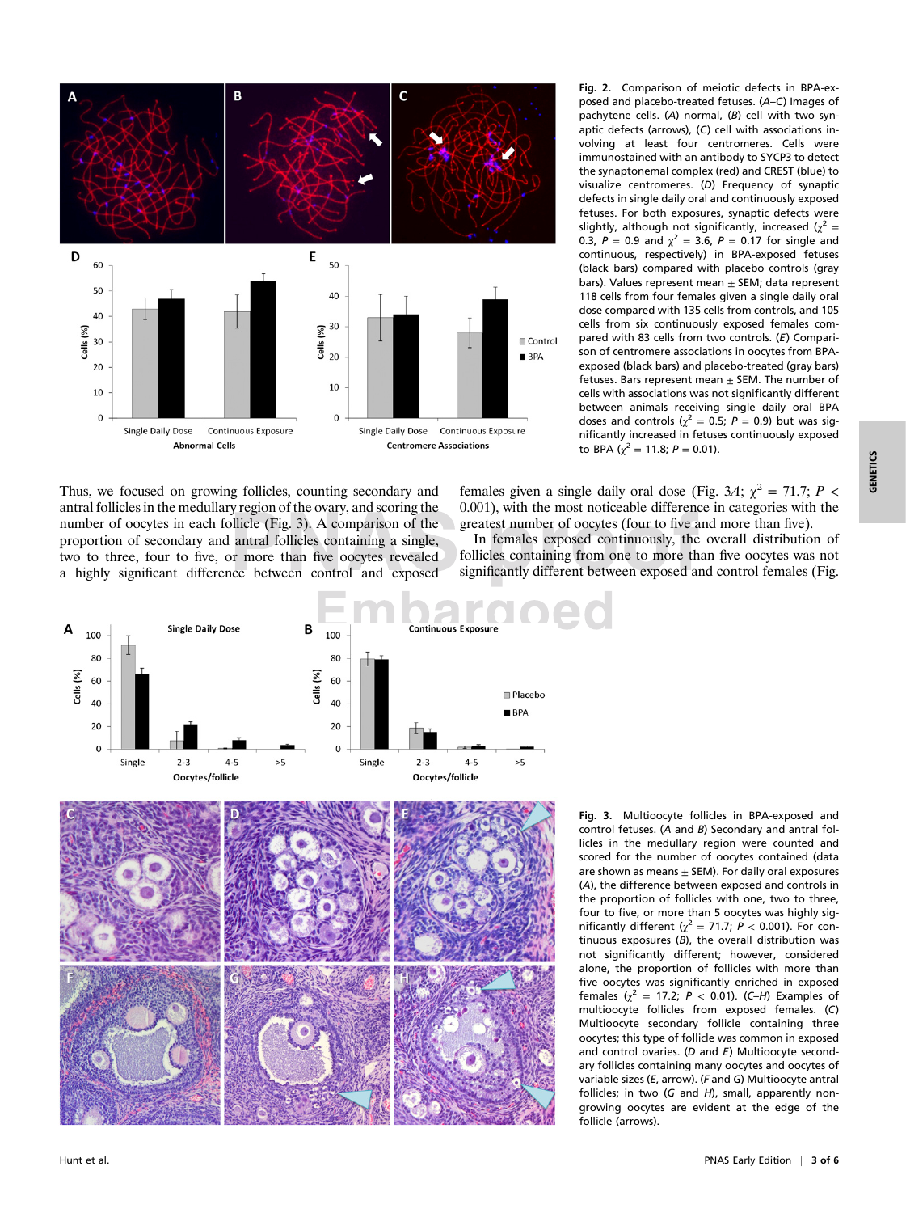**Fig. 2.** Comparison of meiotic defects in BPA-exposed and placebo-treated fetuses. (*A–C*) Images of pachytene cells. (*A*) normal, (*B*) cell with two synaptic defects (arrows), (*C*) cell with associations involving at least four centromeres. Cells were immunostained with an antibody to SYCP3 to detect the synaptonemal complex (red) and CREST (blue) to visualize centromeres. (*D*) Frequency of synaptic defects in single daily oral and continuously exposed fetuses. For both exposures, synaptic defects were slightly, although not significantly, increased ($\chi^2 = 0.3$, $P = 0.9$ and $\chi^2 = 3.6$, $P = 0.17$ for single and continuous, respectively) in BPA-exposed fetuses (black bars) compared with placebo controls (gray bars). Values represent mean ± SEM; data represent 118 cells from four females given a single daily oral dose compared with 135 cells from controls, and 105 cells from six continuously exposed females compared with 83 cells from two controls. (*E*) Comparison of centromere associations in oocytes from BPA-exposed (black bars) and placebo-treated (gray bars) fetuses. Bars represent mean ± SEM. The number of cells with associations was not significantly different between animals receiving single daily oral BPA doses and controls ($\chi^2 = 0.5$; $P = 0.9$) but was significantly increased in fetuses continuously exposed to BPA ($\chi^2 = 11.8$; $P = 0.01$).

Thus, we focused on growing follicles, counting secondary and antral follicles in the medullary region of the ovary, and scoring the number of oocytes in each follicle (Fig. 3). A comparison of the proportion of secondary and antral follicles containing a single, two to three, four to five, or more than five oocytes revealed a highly significant difference between control and exposed females given a single daily oral dose (Fig. 3*A*; $\chi^2 = 71.7$; $P < 0.001$), with the most noticeable difference in categories with the greatest number of oocytes (four to five and more than five).

In females exposed continuously, the overall distribution of follicles containing from one to more than five oocytes was not significantly different between exposed and control females (Fig.

**Fig. 3.** Multioocyte follicles in BPA-exposed and control fetuses. (*A* and *B*) Secondary and antral follicles in the medullary region were counted and scored for the number of oocytes contained (data are shown as means ± SEM). For daily oral exposures (*A*), the difference between exposed and controls in the proportion of follicles with one, two to three, four to five, or more than 5 oocytes was highly significantly different ($\chi^2 = 71.7$; $P < 0.001$). For continuous exposures (*B*), the overall distribution was not significantly different; however, considered alone, the proportion of follicles with more than five oocytes was significantly enriched in exposed females ($\chi^2 = 17.2$; $P < 0.01$). (*C–H*) Examples of multioocyte follicles from exposed females. (*C*) Multioocyte secondary follicle containing three oocytes; this type of follicle was common in exposed and control ovaries. (*D* and *E*) Multioocyte secondary follicles containing many oocytes and oocytes of variable sizes (*E*, arrow). (*F* and *G*) Multioocyte antral follicles; in two (*G* and *H*), small, apparently nongrowing oocytes are evident at the edge of the follicle (arrows).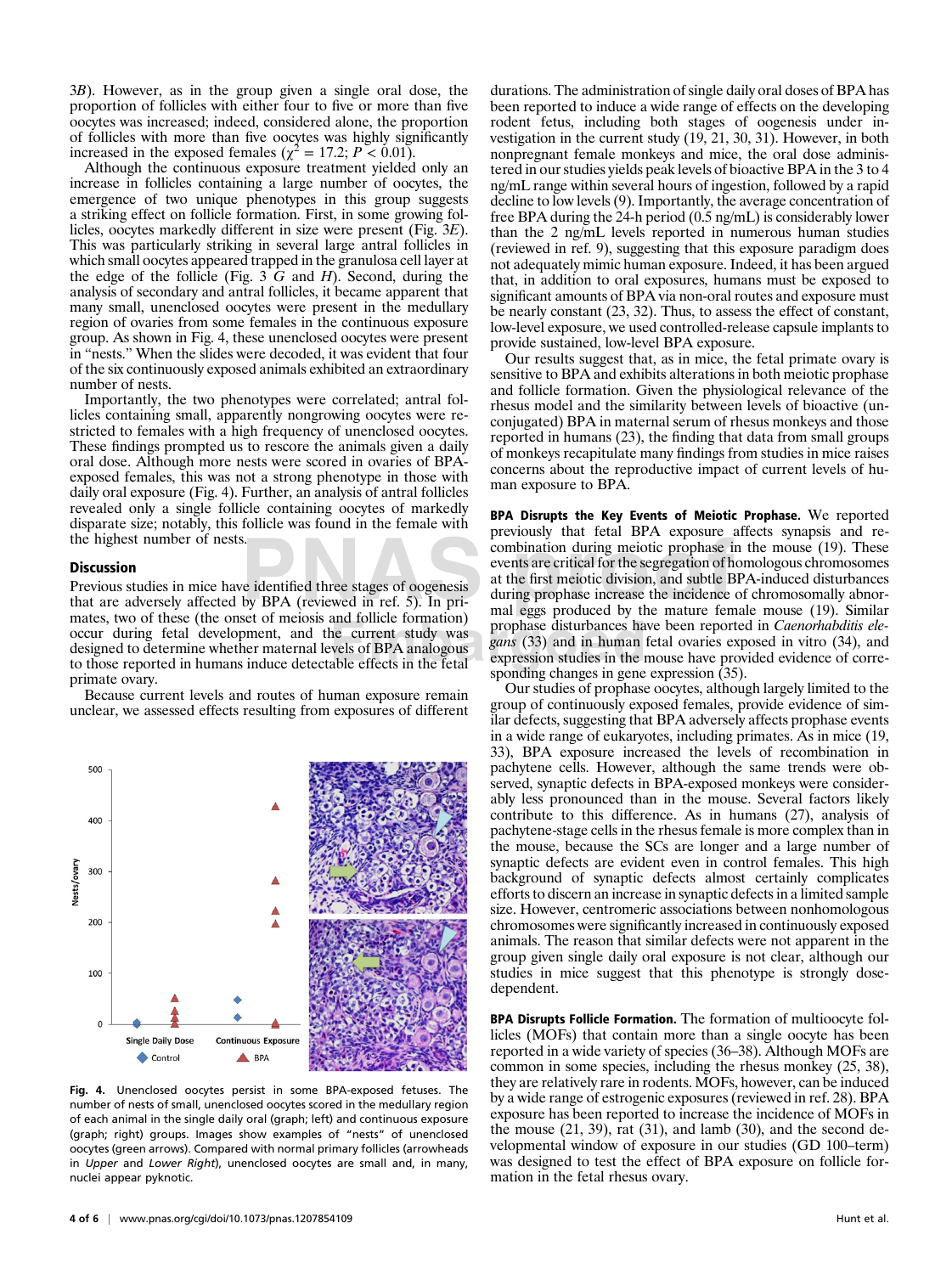3*B*). However, as in the group given a single oral dose, the proportion of follicles with either four to five or more than five oocytes was increased; indeed, considered alone, the proportion of follicles with more than five oocytes was highly significantly increased in the exposed females ($\chi^2 = 17.2$; $P < 0.01$).

Although the continuous exposure treatment yielded only an increase in follicles containing a large number of oocytes, the emergence of two unique phenotypes in this group suggests a striking effect on follicle formation. First, in some growing follicles, oocytes markedly different in size were present (Fig. 3*E*). This was particularly striking in several large antral follicles in which small oocytes appeared trapped in the granulosa cell layer at the edge of the follicle (Fig. 3 *G* and *H*). Second, during the analysis of secondary and antral follicles, it became apparent that many small, unenclosed oocytes were present in the medullary region of ovaries from some females in the continuous exposure group. As shown in Fig. 4, these unenclosed oocytes were present in "nests." When the slides were decoded, it was evident that four of the six continuously exposed animals exhibited an extraordinary number of nests.

Importantly, the two phenotypes were correlated; antral follicles containing small, apparently nongrowing oocytes were restricted to females with a high frequency of unenclosed oocytes. These findings prompted us to rescore the animals given a daily oral dose. Although more nests were scored in ovaries of BPA-exposed females, this was not a strong phenotype in those with daily oral exposure (Fig. 4). Further, an analysis of antral follicles revealed only a single follicle containing oocytes of markedly disparate size; notably, this follicle was found in the female with the highest number of nests.

## Discussion

Previous studies in mice have identified three stages of oogenesis that are adversely affected by BPA (reviewed in ref. 5). In primates, two of these (the onset of meiosis and follicle formation) occur during fetal development, and the current study was designed to determine whether maternal levels of BPA analogous to those reported in humans induce detectable effects in the fetal primate ovary.

Because current levels and routes of human exposure remain unclear, we assessed effects resulting from exposures of different durations. The administration of single daily oral doses of BPA has been reported to induce a wide range of effects on the developing rodent fetus, including both stages of oogenesis under investigation in the current study (19, 21, 30, 31). However, in both nonpregnant female monkeys and mice, the oral dose administered in our studies yields peak levels of bioactive BPA in the 3 to 4 ng/mL range within several hours of ingestion, followed by a rapid decline to low levels (9). Importantly, the average concentration of free BPA during the 24-h period (0.5 ng/mL) is considerably lower than the 2 ng/mL levels reported in numerous human studies (reviewed in ref. 9), suggesting that this exposure paradigm does not adequately mimic human exposure. Indeed, it has been argued that, in addition to oral exposures, humans must be exposed to significant amounts of BPA via non-oral routes and exposure must be nearly constant (23, 32). Thus, to assess the effect of constant, low-level exposure, we used controlled-release capsule implants to provide sustained, low-level BPA exposure.

Our results suggest that, as in mice, the fetal primate ovary is sensitive to BPA and exhibits alterations in both meiotic prophase and follicle formation. Given the physiological relevance of the rhesus model and the similarity between levels of bioactive (unconjugated) BPA in maternal serum of rhesus monkeys and those reported in humans (23), the finding that data from small groups of monkeys recapitulate many findings from studies in mice raises concerns about the reproductive impact of current levels of human exposure to BPA.

**BPA Disrupts the Key Events of Meiotic Prophase.** We reported previously that fetal BPA exposure affects synapsis and recombination during meiotic prophase in the mouse (19). These events are critical for the segregation of homologous chromosomes at the first meiotic division, and subtle BPA-induced disturbances during prophase increase the incidence of chromosomally abnormal eggs produced by the mature female mouse (19). Similar prophase disturbances have been reported in *Caenorhabditis elegans* (33) and in human fetal ovaries exposed in vitro (34), and expression studies in the mouse have provided evidence of corresponding changes in gene expression (35).

Our studies of prophase oocytes, although largely limited to the group of continuously exposed females, provide evidence of similar defects, suggesting that BPA adversely affects prophase events in a wide range of eukaryotes, including primates. As in mice (19, 33), BPA exposure increased the levels of recombination in pachytene cells. However, although the same trends were observed, synaptic defects in BPA-exposed monkeys were considerably less pronounced than in the mouse. Several factors likely contribute to this difference. As in humans (27), analysis of pachytene-stage cells in the rhesus female is more complex than in the mouse, because the SCs are longer and a large number of synaptic defects are evident even in control females. This high background of synaptic defects almost certainly complicates efforts to discern an increase in synaptic defects in a limited sample size. However, centromeric associations between nonhomologous chromosomes were significantly increased in continuously exposed animals. The reason that similar defects were not apparent in the group given single daily oral exposure is not clear, although our studies in mice suggest that this phenotype is strongly dose-dependent.

**BPA Disrupts Follicle Formation.** The formation of multioocyte follicles (MOFs) that contain more than a single oocyte has been reported in a wide variety of species (36–38). Although MOFs are common in some species, including the rhesus monkey (25, 38), they are relatively rare in rodents. MOFs, however, can be induced by a wide range of estrogenic exposures (reviewed in ref. 28). BPA exposure has been reported to increase the incidence of MOFs in the mouse (21, 39), rat (31), and lamb (30), and the second developmental window of exposure in our studies (GD 100–term) was designed to test the effect of BPA exposure on follicle formation in the fetal rhesus ovary.

**Fig. 4.** Unenclosed oocytes persist in some BPA-exposed fetuses. The number of nests of small, unenclosed oocytes scored in the medullary region of each animal in the single daily oral (graph; left) and continuous exposure (graph; right) groups. Images show examples of "nests" of unenclosed oocytes (green arrows). Compared with normal primary follicles (arrowheads in *Upper* and *Lower Right*), unenclosed oocytes are small and, in many, nuclei appear pyknotic.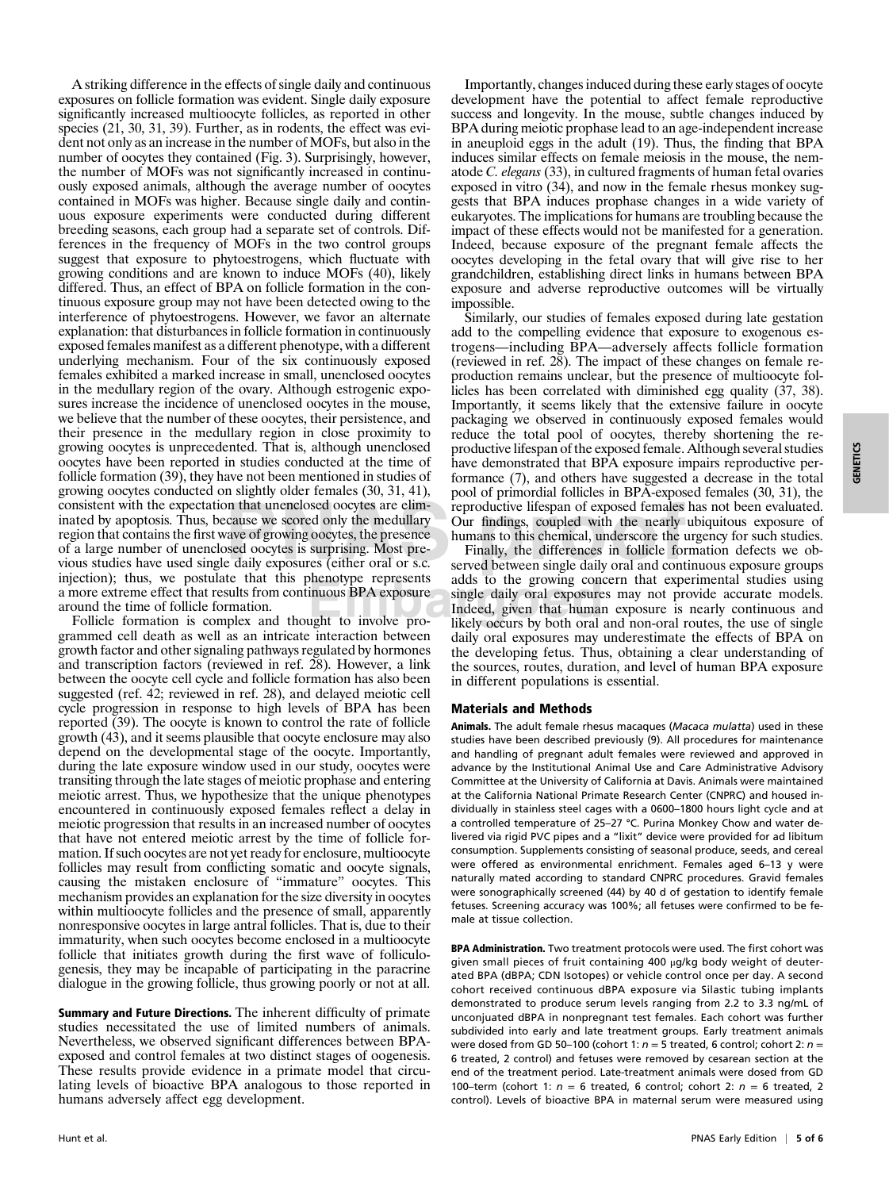A striking difference in the effects of single daily and continuous exposures on follicle formation was evident. Single daily exposure significantly increased multioocyte follicles, as reported in other species (21, 30, 31, 39). Further, as in rodents, the effect was evident not only as an increase in the number of MOFs, but also in the number of oocytes they contained (Fig. 3). Surprisingly, however, the number of MOFs was not significantly increased in continuously exposed animals, although the average number of oocytes contained in MOFs was higher. Because single daily and continuous exposure experiments were conducted during different breeding seasons, each group had a separate set of controls. Differences in the frequency of MOFs in the two control groups suggest that exposure to phytoestrogens, which fluctuate with growing conditions and are known to induce MOFs (40), likely differed. Thus, an effect of BPA on follicle formation in the continuous exposure group may not have been detected owing to the interference of phytoestrogens. However, we favor an alternate explanation: that disturbances in follicle formation in continuously exposed females manifest as a different phenotype, with a different underlying mechanism. Four of the six continuously exposed females exhibited a marked increase in small, unenclosed oocytes in the medullary region of the ovary. Although estrogenic exposures increase the incidence of unenclosed oocytes in the mouse, we believe that the number of these oocytes, their persistence, and their presence in the medullary region in close proximity to growing oocytes is unprecedented. That is, although unenclosed oocytes have been reported in studies conducted at the time of follicle formation (39), they have not been mentioned in studies of growing oocytes conducted on slightly older females (30, 31, 41), consistent with the expectation that unenclosed oocytes are eliminated by apoptosis. Thus, because we scored only the medullary region that contains the first wave of growing oocytes, the presence of a large number of unenclosed oocytes is surprising. Most previous studies have used single daily exposures (either oral or s.c. injection); thus, we postulate that this phenotype represents a more extreme effect that results from continuous BPA exposure around the time of follicle formation.

Follicle formation is complex and thought to involve programmed cell death as well as an intricate interaction between growth factor and other signaling pathways regulated by hormones and transcription factors (reviewed in ref. 28). However, a link between the oocyte cell cycle and follicle formation has also been suggested (ref. 42; reviewed in ref. 28), and delayed meiotic cell cycle progression in response to high levels of BPA has been reported (39). The oocyte is known to control the rate of follicle growth (43), and it seems plausible that oocyte enclosure may also depend on the developmental stage of the oocyte. Importantly, during the late exposure window used in our study, oocytes were transiting through the late stages of meiotic prophase and entering meiotic arrest. Thus, we hypothesize that the unique phenotypes encountered in continuously exposed females reflect a delay in meiotic progression that results in an increased number of oocytes that have not entered meiotic arrest by the time of follicle formation. If such oocytes are not yet ready for enclosure, multioocyte follicles may result from conflicting somatic and oocyte signals, causing the mistaken enclosure of "immature" oocytes. This mechanism provides an explanation for the size diversity in oocytes within multioocyte follicles and the presence of small, apparently nonresponsive oocytes in large antral follicles. That is, due to their immaturity, when such oocytes become enclosed in a multioocyte follicle that initiates growth during the first wave of folliculogenesis, they may be incapable of participating in the paracrine dialogue in the growing follicle, thus growing poorly or not at all.

**Summary and Future Directions.** The inherent difficulty of primate studies necessitated the use of limited numbers of animals. Nevertheless, we observed significant differences between BPA-exposed and control females at two distinct stages of oogenesis. These results provide evidence in a primate model that circulating levels of bioactive BPA analogous to those reported in humans adversely affect egg development.

Importantly, changes induced during these early stages of oocyte development have the potential to affect female reproductive success and longevity. In the mouse, subtle changes induced by BPA during meiotic prophase lead to an age-independent increase in aneuploid eggs in the adult (19). Thus, the finding that BPA induces similar effects on female meiosis in the mouse, the nematode *C. elegans* (33), in cultured fragments of human fetal ovaries exposed in vitro (34), and now in the female rhesus monkey suggests that BPA induces prophase changes in a wide variety of eukaryotes. The implications for humans are troubling because the impact of these effects would not be manifested for a generation. Indeed, because exposure of the pregnant female affects the oocytes developing in the fetal ovary that will give rise to her grandchildren, establishing direct links in humans between BPA exposure and adverse reproductive outcomes will be virtually impossible.

Similarly, our studies of females exposed during late gestation add to the compelling evidence that exposure to exogenous estrogens—including BPA—adversely affects follicle formation (reviewed in ref. 28). The impact of these changes on female reproduction remains unclear, but the presence of multioocyte follicles has been correlated with diminished egg quality (37, 38). Importantly, it seems likely that the extensive failure in oocyte packaging we observed in continuously exposed females would reduce the total pool of oocytes, thereby shortening the reproductive lifespan of the exposed female. Although several studies have demonstrated that BPA exposure impairs reproductive performance (7), and others have suggested a decrease in the total pool of primordial follicles in BPA-exposed females (30, 31), the reproductive lifespan of exposed females has not been evaluated. Our findings, coupled with the nearly ubiquitous exposure of humans to this chemical, underscore the urgency for such studies.

Finally, the differences in follicle formation defects we observed between single daily oral and continuous exposure groups adds to the growing concern that experimental studies using single daily oral exposures may not provide accurate models. Indeed, given that human exposure is nearly continuous and likely occurs by both oral and non-oral routes, the use of single daily oral exposures may underestimate the effects of BPA on the developing fetus. Thus, obtaining a clear understanding of the sources, routes, duration, and level of human BPA exposure in different populations is essential.

## Materials and Methods

**Animals.** The adult female rhesus macaques (*Macaca mulatta*) used in these studies have been described previously (9). All procedures for maintenance and handling of pregnant adult females were reviewed and approved in advance by the Institutional Animal Use and Care Administrative Advisory Committee at the University of California at Davis. Animals were maintained at the California National Primate Research Center (CNPRC) and housed individually in stainless steel cages with a 0600–1800 hours light cycle and at a controlled temperature of 25–27 °C. Purina Monkey Chow and water delivered via rigid PVC pipes and a "lixit" device were provided for ad libitum consumption. Supplements consisting of seasonal produce, seeds, and cereal were offered as environmental enrichment. Females aged 6–13 y were naturally mated according to standard CNPRC procedures. Gravid females were sonographically screened (44) by 40 d of gestation to identify female fetuses. Screening accuracy was 100%; all fetuses were confirmed to be female at tissue collection.

**BPA Administration.** Two treatment protocols were used. The first cohort was given small pieces of fruit containing 400 μg/kg body weight of deuterated BPA (dBPA; CDN Isotopes) or vehicle control once per day. A second cohort received continuous dBPA exposure via Silastic tubing implants demonstrated to produce serum levels ranging from 2.2 to 3.3 ng/mL of unconjuated dBPA in nonpregnant test females. Each cohort was further subdivided into early and late treatment groups. Early treatment animals were dosed from GD 50–100 (cohort 1: $n = 5$ treated, 6 control; cohort 2: $n = 6$ treated, 2 control) and fetuses were removed by cesarean section at the end of the treatment period. Late-treatment animals were dosed from GD 100–term (cohort 1: $n = 6$ treated, 6 control; cohort 2: $n = 6$ treated, 2 control). Levels of bioactive BPA in maternal serum were measured using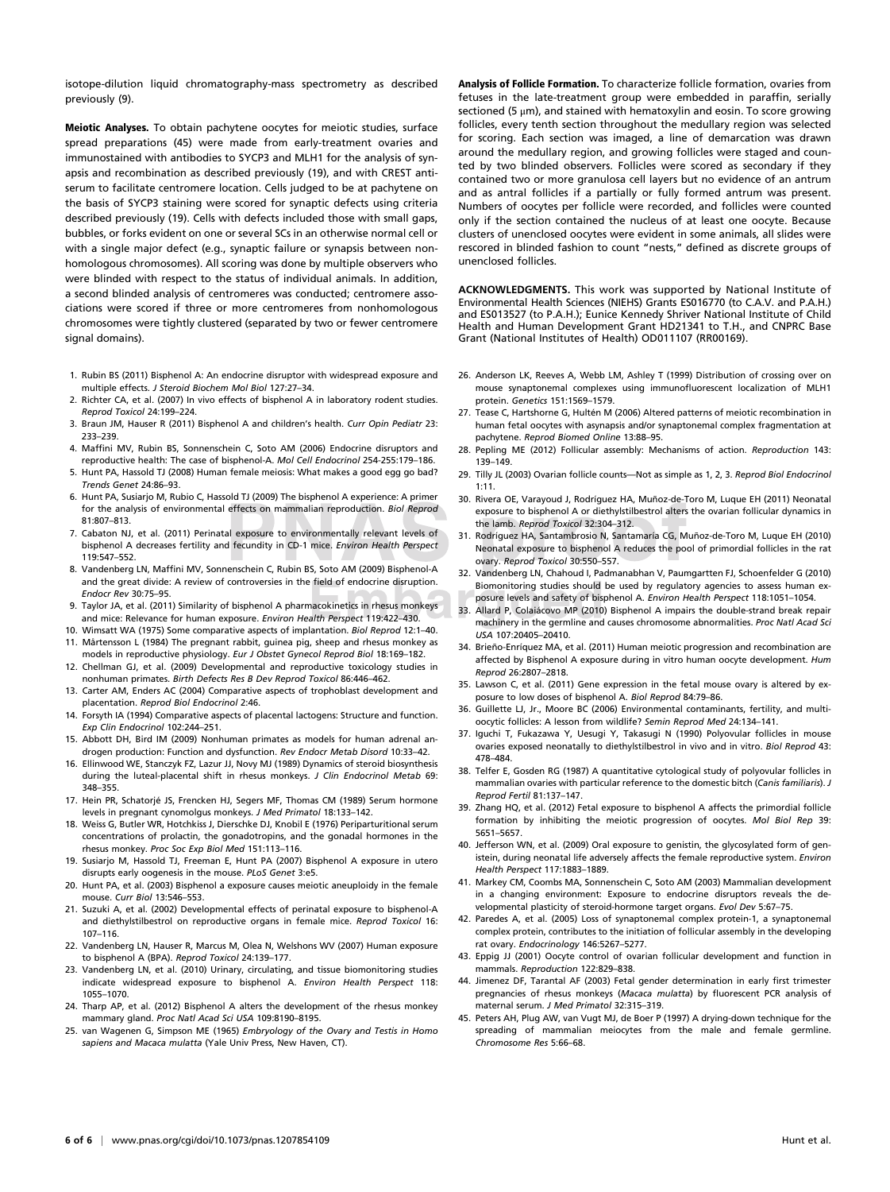isotope-dilution liquid chromatography-mass spectrometry as described previously (9).

**Meiotic Analyses.** To obtain pachytene oocytes for meiotic studies, surface spread preparations (45) were made from early-treatment ovaries and immunostained with antibodies to SYCP3 and MLH1 for the analysis of synapsis and recombination as described previously (19), and with CREST antiserum to facilitate centromere location. Cells judged to be at pachytene on the basis of SYCP3 staining were scored for synaptic defects using criteria described previously (19). Cells with defects included those with small gaps, bubbles, or forks evident on one or several SCs in an otherwise normal cell or with a single major defect (e.g., synaptic failure or synapsis between nonhomologous chromosomes). All scoring was done by multiple observers who were blinded with respect to the status of individual animals. In addition, a second blinded analysis of centromeres was conducted; centromere associations were scored if three or more centromeres from nonhomologous chromosomes were tightly clustered (separated by two or fewer centromere signal domains).

**Analysis of Follicle Formation.** To characterize follicle formation, ovaries from fetuses in the late-treatment group were embedded in paraffin, serially sectioned (5 μm), and stained with hematoxylin and eosin. To score growing follicles, every tenth section throughout the medullary region was selected for scoring. Each section was imaged, a line of demarcation was drawn around the medullary region, and growing follicles were staged and counted by two blinded observers. Follicles were scored as secondary if they contained two or more granulosa cell layers but no evidence of an antrum and as antral follicles if a partially or fully formed antrum was present. Numbers of oocytes per follicle were recorded, and follicles were counted only if the section contained the nucleus of at least one oocyte. Because clusters of unenclosed oocytes were evident in some animals, all slides were rescored in blinded fashion to count "nests," defined as discrete groups of unenclosed follicles.

**ACKNOWLEDGMENTS.** This work was supported by National Institute of Environmental Health Sciences (NIEHS) Grants ES016770 (to C.A.V. and P.A.H.) and ES013527 (to P.A.H.); Eunice Kennedy Shriver National Institute of Child Health and Human Development Grant HD21341 to T.H., and CNPRC Base Grant (National Institutes of Health) OD011107 (RR00169).

1. Rubin BS (2011) Bisphenol A: An endocrine disruptor with widespread exposure and multiple effects. *J Steroid Biochem Mol Biol* 127:27–34.
2. Richter CA, et al. (2007) In vivo effects of bisphenol A in laboratory rodent studies. *Reprod Toxicol* 24:199–224.
3. Braun JM, Hauser R (2011) Bisphenol A and children's health. *Curr Opin Pediatr* 23: 233–239.
4. Maffini MV, Rubin BS, Sonnenschein C, Soto AM (2006) Endocrine disruptors and reproductive health: The case of bisphenol-A. *Mol Cell Endocrinol* 254-255:179–186.
5. Hunt PA, Hassold TJ (2008) Human female meiosis: What makes a good egg go bad? *Trends Genet* 24:86–93.
6. Hunt PA, Susiarjo M, Rubio C, Hassold TJ (2009) The bisphenol A experience: A primer for the analysis of environmental effects on mammalian reproduction. *Biol Reprod* 81:807–813.
7. Cabaton NJ, et al. (2011) Perinatal exposure to environmentally relevant levels of bisphenol A decreases fertility and fecundity in CD-1 mice. *Environ Health Perspect* 119:547–552.
8. Vandenberg LN, Maffini MV, Sonnenschein C, Rubin BS, Soto AM (2009) Bisphenol-A and the great divide: A review of controversies in the field of endocrine disruption. *Endocr Rev* 30:75–95.
9. Taylor JA, et al. (2011) Similarity of bisphenol A pharmacokinetics in rhesus monkeys and mice: Relevance for human exposure. *Environ Health Perspect* 119:422–430.
10. Wimsatt WA (1975) Some comparative aspects of implantation. *Biol Reprod* 12:1–40.
11. Mårtensson L (1984) The pregnant rabbit, guinea pig, sheep and rhesus monkey as models in reproductive physiology. *Eur J Obstet Gynecol Reprod Biol* 18:169–182.
12. Chellman GJ, et al. (2009) Developmental and reproductive toxicology studies in nonhuman primates. *Birth Defects Res B Dev Reprod Toxicol* 86:446–462.
13. Carter AM, Enders AC (2004) Comparative aspects of trophoblast development and placentation. *Reprod Biol Endocrinol* 2:46.
14. Forsyth IA (1994) Comparative aspects of placental lactogens: Structure and function. *Exp Clin Endocrinol* 102:244–251.
15. Abbott DH, Bird IM (2009) Nonhuman primates as models for human adrenal androgen production: Function and dysfunction. *Rev Endocr Metab Disord* 10:33–42.
16. Ellinwood WE, Stanczyk FZ, Lazur JJ, Novy MJ (1989) Dynamics of steroid biosynthesis during the luteal-placental shift in rhesus monkeys. *J Clin Endocrinol Metab* 69: 348–355.
17. Hein PR, Schatorjé JS, Frencken HJ, Segers MF, Thomas CM (1989) Serum hormone levels in pregnant cynomolgus monkeys. *J Med Primatol* 18:133–142.
18. Weiss G, Butler WR, Hotchkiss J, Dierschke DJ, Knobil E (1976) Periparturitional serum concentrations of prolactin, the gonadotropins, and the gonadal hormones in the rhesus monkey. *Proc Soc Exp Biol Med* 151:113–116.
19. Susiarjo M, Hassold TJ, Freeman E, Hunt PA (2007) Bisphenol A exposure in utero disrupts early oogenesis in the mouse. *PLoS Genet* 3:e5.
20. Hunt PA, et al. (2003) Bisphenol a exposure causes meiotic aneuploidy in the female mouse. *Curr Biol* 13:546–553.
21. Suzuki A, et al. (2002) Developmental effects of perinatal exposure to bisphenol-A and diethylstilbestrol on reproductive organs in female mice. *Reprod Toxicol* 16: 107–116.
22. Vandenberg LN, Hauser R, Marcus M, Olea N, Welshons WV (2007) Human exposure to bisphenol A (BPA). *Reprod Toxicol* 24:139–177.
23. Vandenberg LN, et al. (2010) Urinary, circulating, and tissue biomonitoring studies indicate widespread exposure to bisphenol A. *Environ Health Perspect* 118: 1055–1070.
24. Tharp AP, et al. (2012) Bisphenol A alters the development of the rhesus monkey mammary gland. *Proc Natl Acad Sci USA* 109:8190–8195.
25. van Wagenen G, Simpson ME (1965) *Embryology of the Ovary and Testis in Homo sapiens and Macaca mulatta* (Yale Univ Press, New Haven, CT).
26. Anderson LK, Reeves A, Webb LM, Ashley T (1999) Distribution of crossing over on mouse synaptonemal complexes using immunofluorescent localization of MLH1 protein. *Genetics* 151:1569–1579.
27. Tease C, Hartshorne G, Hultén M (2006) Altered patterns of meiotic recombination in human fetal oocytes with asynapsis and/or synaptonemal complex fragmentation at pachytene. *Reprod Biomed Online* 13:88–95.
28. Pepling ME (2012) Follicular assembly: Mechanisms of action. *Reproduction* 143: 139–149.
29. Tilly JL (2003) Ovarian follicle counts—Not as simple as 1, 2, 3. *Reprod Biol Endocrinol* 1:11.
30. Rivera OE, Varayoud J, Rodríguez HA, Muñoz-de-Toro M, Luque EH (2011) Neonatal exposure to bisphenol A or diethylstilbestrol alters the ovarian follicular dynamics in the lamb. *Reprod Toxicol* 32:304–312.
31. Rodríguez HA, Santambrosio N, Santamaría CG, Muñoz-de-Toro M, Luque EH (2010) Neonatal exposure to bisphenol A reduces the pool of primordial follicles in the rat ovary. *Reprod Toxicol* 30:550–557.
32. Vandenberg LN, Chahoud I, Padmanabhan V, Paumgartten FJ, Schoenfelder G (2010) Biomonitoring studies should be used by regulatory agencies to assess human exposure levels and safety of bisphenol A. *Environ Health Perspect* 118:1051–1054.
33. Allard P, Colaiácovo MP (2010) Bisphenol A impairs the double-strand break repair machinery in the germline and causes chromosome abnormalities. *Proc Natl Acad Sci USA* 107:20405–20410.
34. Brieño-Enríquez MA, et al. (2011) Human meiotic progression and recombination are affected by Bisphenol A exposure during in vitro human oocyte development. *Hum Reprod* 26:2807–2818.
35. Lawson C, et al. (2011) Gene expression in the fetal mouse ovary is altered by exposure to low doses of bisphenol A. *Biol Reprod* 84:79–86.
36. Guillette LJ, Jr., Moore BC (2006) Environmental contaminants, fertility, and multioocytic follicles: A lesson from wildlife? *Semin Reprod Med* 24:134–141.
37. Iguchi T, Fukazawa Y, Uesugi Y, Takasugi N (1990) Polyovular follicles in mouse ovaries exposed neonatally to diethylstilbestrol in vivo and in vitro. *Biol Reprod* 43: 478–484.
38. Telfer E, Gosden RG (1987) A quantitative cytological study of polyovular follicles in mammalian ovaries with particular reference to the domestic bitch (*Canis familiaris*). *J Reprod Fertil* 81:137–147.
39. Zhang HQ, et al. (2012) Fetal exposure to bisphenol A affects the primordial follicle formation by inhibiting the meiotic progression of oocytes. *Mol Biol Rep* 39: 5651–5657.
40. Jefferson WN, et al. (2009) Oral exposure to genistin, the glycosylated form of genistein, during neonatal life adversely affects the female reproductive system. *Environ Health Perspect* 117:1883–1889.
41. Markey CM, Coombs MA, Sonnenschein C, Soto AM (2003) Mammalian development in a changing environment: Exposure to endocrine disruptors reveals the developmental plasticity of steroid-hormone target organs. *Evol Dev* 5:67–75.
42. Paredes A, et al. (2005) Loss of synaptonemal complex protein-1, a synaptonemal complex protein, contributes to the initiation of follicular assembly in the developing rat ovary. *Endocrinology* 146:5267–5277.
43. Eppig JJ (2001) Oocyte control of ovarian follicular development and function in mammals. *Reproduction* 122:829–838.
44. Jimenez DF, Tarantal AF (2003) Fetal gender determination in early first trimester pregnancies of rhesus monkeys (*Macaca mulatta*) by fluorescent PCR analysis of maternal serum. *J Med Primatol* 32:315–319.
45. Peters AH, Plug AW, van Vugt MJ, de Boer P (1997) A drying-down technique for the spreading of mammalian meiocytes from the male and female germline. *Chromosome Res* 5:66–68.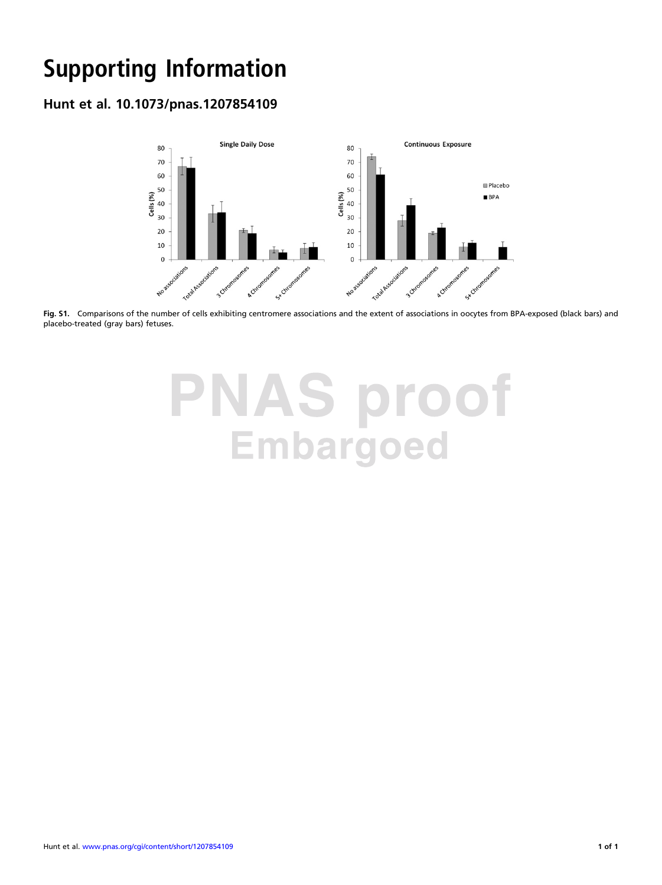# Supporting Information

## Hunt et al. 10.1073/pnas.1207854109

Single Daily Dose

Continuous Exposure

Cells (%)

80
70
60
50
40
30
20
10
0

No associations
Total Associations
3 Chromosomes
4 Chromosomes
5+ Chromosomes

Placebo
BPA

**Fig. S1.** Comparisons of the number of cells exhibiting centromere associations and the extent of associations in oocytes from BPA-exposed (black bars) and placebo-treated (gray bars) fetuses.

PNAS proof
Embargoed